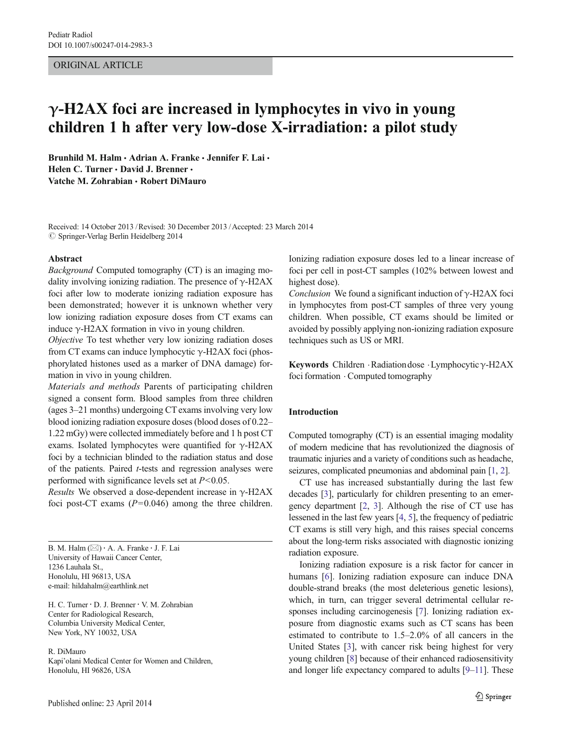ORIGINAL ARTICLE

# γ-H2AX foci are increased in lymphocytes in vivo in young children 1 h after very low-dose X-irradiation: a pilot study

**Brunhild M. Halm · Adrian A. Franke · Jennifer F. Lai · Helen C. Turner · David J. Brenner · Vatche M. Zohrabian · Robert DiMauro**

Received: 14 October 2013 / Revised: 30 December 2013 / Accepted: 23 March 2014
© Springer-Verlag Berlin Heidelberg 2014

**Abstract**

*Background* Computed tomography (CT) is an imaging modality involving ionizing radiation. The presence of γ-H2AX foci after low to moderate ionizing radiation exposure has been demonstrated; however it is unknown whether very low ionizing radiation exposure doses from CT exams can induce γ-H2AX formation in vivo in young children.

*Objective* To test whether very low ionizing radiation doses from CT exams can induce lymphocytic γ-H2AX foci (phosphorylated histones used as a marker of DNA damage) formation in vivo in young children.

*Materials and methods* Parents of participating children signed a consent form. Blood samples from three children (ages 3–21 months) undergoing CT exams involving very low blood ionizing radiation exposure doses (blood doses of 0.22–1.22 mGy) were collected immediately before and 1 h post CT exams. Isolated lymphocytes were quantified for γ-H2AX foci by a technician blinded to the radiation status and dose of the patients. Paired *t*-tests and regression analyses were performed with significance levels set at $P<0.05$.

*Results* We observed a dose-dependent increase in γ-H2AX foci post-CT exams ($P=0.046$) among the three children. Ionizing radiation exposure doses led to a linear increase of foci per cell in post-CT samples (102% between lowest and highest dose).

*Conclusion* We found a significant induction of γ-H2AX foci in lymphocytes from post-CT samples of three very young children. When possible, CT exams should be limited or avoided by possibly applying non-ionizing radiation exposure techniques such as US or MRI.

**Keywords** Children · Radiation dose · Lymphocytic γ-H2AX foci formation · Computed tomography

B. M. Halm (✉) · A. A. Franke · J. F. Lai
University of Hawaii Cancer Center,
1236 Lauhala St.,
Honolulu, HI 96813, USA
e-mail: hildahalm@earthlink.net

H. C. Turner · D. J. Brenner · V. M. Zohrabian
Center for Radiological Research,
Columbia University Medical Center,
New York, NY 10032, USA

R. DiMauro
Kapi'olani Medical Center for Women and Children,
Honolulu, HI 96826, USA

## Introduction

Computed tomography (CT) is an essential imaging modality of modern medicine that has revolutionized the diagnosis of traumatic injuries and a variety of conditions such as headache, seizures, complicated pneumonias and abdominal pain [1, 2].

CT use has increased substantially during the last few decades [3], particularly for children presenting to an emergency department [2, 3]. Although the rise of CT use has lessened in the last few years [4, 5], the frequency of pediatric CT exams is still very high, and this raises special concerns about the long-term risks associated with diagnostic ionizing radiation exposure.

Ionizing radiation exposure is a risk factor for cancer in humans [6]. Ionizing radiation exposure can induce DNA double-strand breaks (the most deleterious genetic lesions), which, in turn, can trigger several detrimental cellular responses including carcinogenesis [7]. Ionizing radiation exposure from diagnostic exams such as CT scans has been estimated to contribute to 1.5–2.0% of all cancers in the United States [3], with cancer risk being highest for very young children [8] because of their enhanced radiosensitivity and longer life expectancy compared to adults [9–11]. These

Published online: 23 April 2014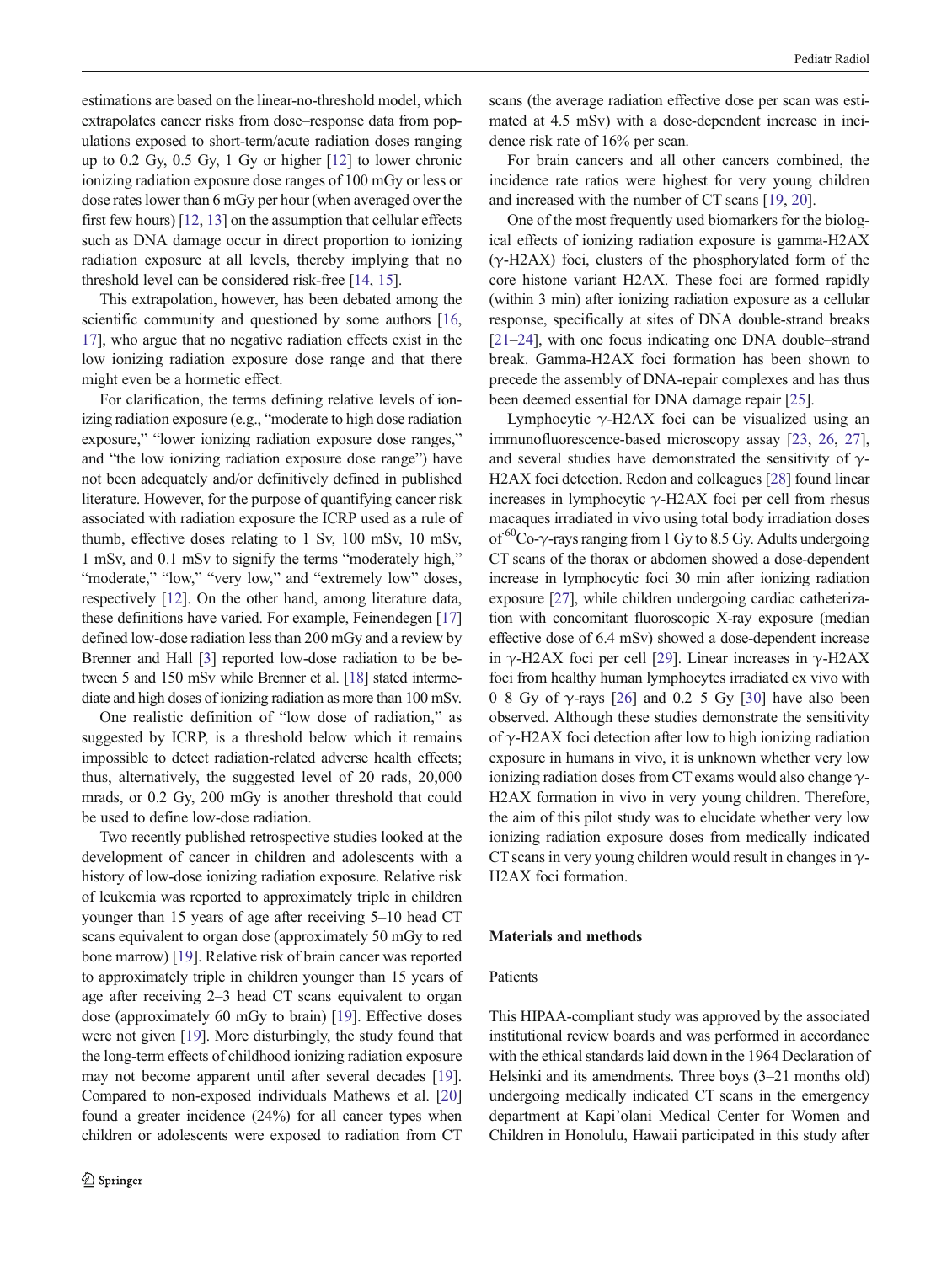estimations are based on the linear-no-threshold model, which extrapolates cancer risks from dose–response data from populations exposed to short-term/acute radiation doses ranging up to 0.2 Gy, 0.5 Gy, 1 Gy or higher [12] to lower chronic ionizing radiation exposure dose ranges of 100 mGy or less or dose rates lower than 6 mGy per hour (when averaged over the first few hours) [12, 13] on the assumption that cellular effects such as DNA damage occur in direct proportion to ionizing radiation exposure at all levels, thereby implying that no threshold level can be considered risk-free [14, 15].

This extrapolation, however, has been debated among the scientific community and questioned by some authors [16, 17], who argue that no negative radiation effects exist in the low ionizing radiation exposure dose range and that there might even be a hormetic effect.

For clarification, the terms defining relative levels of ionizing radiation exposure (e.g., "moderate to high dose radiation exposure," "lower ionizing radiation exposure dose ranges," and "the low ionizing radiation exposure dose range") have not been adequately and/or definitively defined in published literature. However, for the purpose of quantifying cancer risk associated with radiation exposure the ICRP used as a rule of thumb, effective doses relating to 1 Sv, 100 mSv, 10 mSv, 1 mSv, and 0.1 mSv to signify the terms "moderately high," "moderate," "low," "very low," and "extremely low" doses, respectively [12]. On the other hand, among literature data, these definitions have varied. For example, Feinendegen [17] defined low-dose radiation less than 200 mGy and a review by Brenner and Hall [3] reported low-dose radiation to be between 5 and 150 mSv while Brenner et al. [18] stated intermediate and high doses of ionizing radiation as more than 100 mSv.

One realistic definition of "low dose of radiation," as suggested by ICRP, is a threshold below which it remains impossible to detect radiation-related adverse health effects; thus, alternatively, the suggested level of 20 rads, 20,000 mrads, or 0.2 Gy, 200 mGy is another threshold that could be used to define low-dose radiation.

Two recently published retrospective studies looked at the development of cancer in children and adolescents with a history of low-dose ionizing radiation exposure. Relative risk of leukemia was reported to approximately triple in children younger than 15 years of age after receiving 5–10 head CT scans equivalent to organ dose (approximately 50 mGy to red bone marrow) [19]. Relative risk of brain cancer was reported to approximately triple in children younger than 15 years of age after receiving 2–3 head CT scans equivalent to organ dose (approximately 60 mGy to brain) [19]. Effective doses were not given [19]. More disturbingly, the study found that the long-term effects of childhood ionizing radiation exposure may not become apparent until after several decades [19]. Compared to non-exposed individuals Mathews et al. [20] found a greater incidence (24%) for all cancer types when children or adolescents were exposed to radiation from CT scans (the average radiation effective dose per scan was estimated at 4.5 mSv) with a dose-dependent increase in incidence risk rate of 16% per scan.

For brain cancers and all other cancers combined, the incidence rate ratios were highest for very young children and increased with the number of CT scans [19, 20].

One of the most frequently used biomarkers for the biological effects of ionizing radiation exposure is gamma-H2AX (γ-H2AX) foci, clusters of the phosphorylated form of the core histone variant H2AX. These foci are formed rapidly (within 3 min) after ionizing radiation exposure as a cellular response, specifically at sites of DNA double-strand breaks [21–24], with one focus indicating one DNA double–strand break. Gamma-H2AX foci formation has been shown to precede the assembly of DNA-repair complexes and has thus been deemed essential for DNA damage repair [25].

Lymphocytic γ-H2AX foci can be visualized using an immunofluorescence-based microscopy assay [23, 26, 27], and several studies have demonstrated the sensitivity of γ-H2AX foci detection. Redon and colleagues [28] found linear increases in lymphocytic γ-H2AX foci per cell from rhesus macaques irradiated in vivo using total body irradiation doses of $^{60}$Co-γ-rays ranging from 1 Gy to 8.5 Gy. Adults undergoing CT scans of the thorax or abdomen showed a dose-dependent increase in lymphocytic foci 30 min after ionizing radiation exposure [27], while children undergoing cardiac catheterization with concomitant fluoroscopic X-ray exposure (median effective dose of 6.4 mSv) showed a dose-dependent increase in γ-H2AX foci per cell [29]. Linear increases in γ-H2AX foci from healthy human lymphocytes irradiated ex vivo with 0–8 Gy of γ-rays [26] and 0.2–5 Gy [30] have also been observed. Although these studies demonstrate the sensitivity of γ-H2AX foci detection after low to high ionizing radiation exposure in humans in vivo, it is unknown whether very low ionizing radiation doses from CT exams would also change γ-H2AX formation in vivo in very young children. Therefore, the aim of this pilot study was to elucidate whether very low ionizing radiation exposure doses from medically indicated CT scans in very young children would result in changes in γ-H2AX foci formation.

## Materials and methods

### Patients

This HIPAA-compliant study was approved by the associated institutional review boards and was performed in accordance with the ethical standards laid down in the 1964 Declaration of Helsinki and its amendments. Three boys (3–21 months old) undergoing medically indicated CT scans in the emergency department at Kapi'olani Medical Center for Women and Children in Honolulu, Hawaii participated in this study after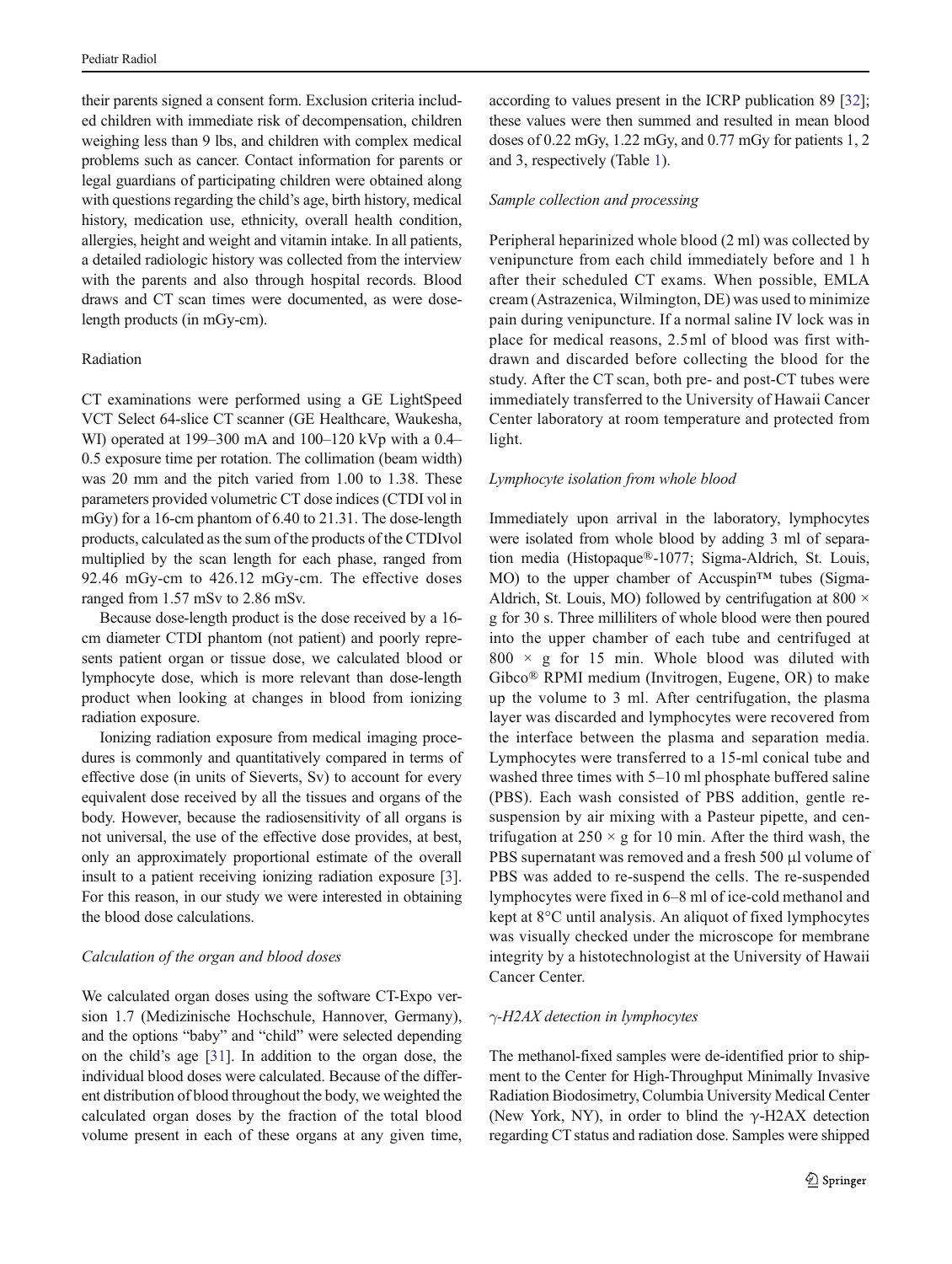their parents signed a consent form. Exclusion criteria included children with immediate risk of decompensation, children weighing less than 9 lbs, and children with complex medical problems such as cancer. Contact information for parents or legal guardians of participating children were obtained along with questions regarding the child's age, birth history, medical history, medication use, ethnicity, overall health condition, allergies, height and weight and vitamin intake. In all patients, a detailed radiologic history was collected from the interview with the parents and also through hospital records. Blood draws and CT scan times were documented, as were dose-length products (in mGy-cm).

## Radiation

CT examinations were performed using a GE LightSpeed VCT Select 64-slice CT scanner (GE Healthcare, Waukesha, WI) operated at 199–300 mA and 100–120 kVp with a 0.4–0.5 exposure time per rotation. The collimation (beam width) was 20 mm and the pitch varied from 1.00 to 1.38. These parameters provided volumetric CT dose indices (CTDI vol in mGy) for a 16-cm phantom of 6.40 to 21.31. The dose-length products, calculated as the sum of the products of the CTDIvol multiplied by the scan length for each phase, ranged from 92.46 mGy-cm to 426.12 mGy-cm. The effective doses ranged from 1.57 mSv to 2.86 mSv.

Because dose-length product is the dose received by a 16-cm diameter CTDI phantom (not patient) and poorly represents patient organ or tissue dose, we calculated blood or lymphocyte dose, which is more relevant than dose-length product when looking at changes in blood from ionizing radiation exposure.

Ionizing radiation exposure from medical imaging procedures is commonly and quantitatively compared in terms of effective dose (in units of Sieverts, Sv) to account for every equivalent dose received by all the tissues and organs of the body. However, because the radiosensitivity of all organs is not universal, the use of the effective dose provides, at best, only an approximately proportional estimate of the overall insult to a patient receiving ionizing radiation exposure [3]. For this reason, in our study we were interested in obtaining the blood dose calculations.

### *Calculation of the organ and blood doses*

We calculated organ doses using the software CT-Expo version 1.7 (Medizinische Hochschule, Hannover, Germany), and the options "baby" and "child" were selected depending on the child's age [31]. In addition to the organ dose, the individual blood doses were calculated. Because of the different distribution of blood throughout the body, we weighted the calculated organ doses by the fraction of the total blood volume present in each of these organs at any given time, according to values present in the ICRP publication 89 [32]; these values were then summed and resulted in mean blood doses of 0.22 mGy, 1.22 mGy, and 0.77 mGy for patients 1, 2 and 3, respectively (Table 1).

### *Sample collection and processing*

Peripheral heparinized whole blood (2 ml) was collected by venipuncture from each child immediately before and 1 h after their scheduled CT exams. When possible, EMLA cream (Astrazenica, Wilmington, DE) was used to minimize pain during venipuncture. If a normal saline IV lock was in place for medical reasons, 2.5 ml of blood was first withdrawn and discarded before collecting the blood for the study. After the CT scan, both pre- and post-CT tubes were immediately transferred to the University of Hawaii Cancer Center laboratory at room temperature and protected from light.

### *Lymphocyte isolation from whole blood*

Immediately upon arrival in the laboratory, lymphocytes were isolated from whole blood by adding 3 ml of separation media (Histopaque®-1077; Sigma-Aldrich, St. Louis, MO) to the upper chamber of Accuspin™ tubes (Sigma-Aldrich, St. Louis, MO) followed by centrifugation at 800 × g for 30 s. Three milliliters of whole blood were then poured into the upper chamber of each tube and centrifuged at 800 × g for 15 min. Whole blood was diluted with Gibco® RPMI medium (Invitrogen, Eugene, OR) to make up the volume to 3 ml. After centrifugation, the plasma layer was discarded and lymphocytes were recovered from the interface between the plasma and separation media. Lymphocytes were transferred to a 15-ml conical tube and washed three times with 5–10 ml phosphate buffered saline (PBS). Each wash consisted of PBS addition, gentle re-suspension by air mixing with a Pasteur pipette, and centrifugation at 250 × g for 10 min. After the third wash, the PBS supernatant was removed and a fresh 500 μl volume of PBS was added to re-suspend the cells. The re-suspended lymphocytes were fixed in 6–8 ml of ice-cold methanol and kept at 8°C until analysis. An aliquot of fixed lymphocytes was visually checked under the microscope for membrane integrity by a histotechnologist at the University of Hawaii Cancer Center.

### *γ-H2AX detection in lymphocytes*

The methanol-fixed samples were de-identified prior to shipment to the Center for High-Throughput Minimally Invasive Radiation Biodosimetry, Columbia University Medical Center (New York, NY), in order to blind the γ-H2AX detection regarding CT status and radiation dose. Samples were shipped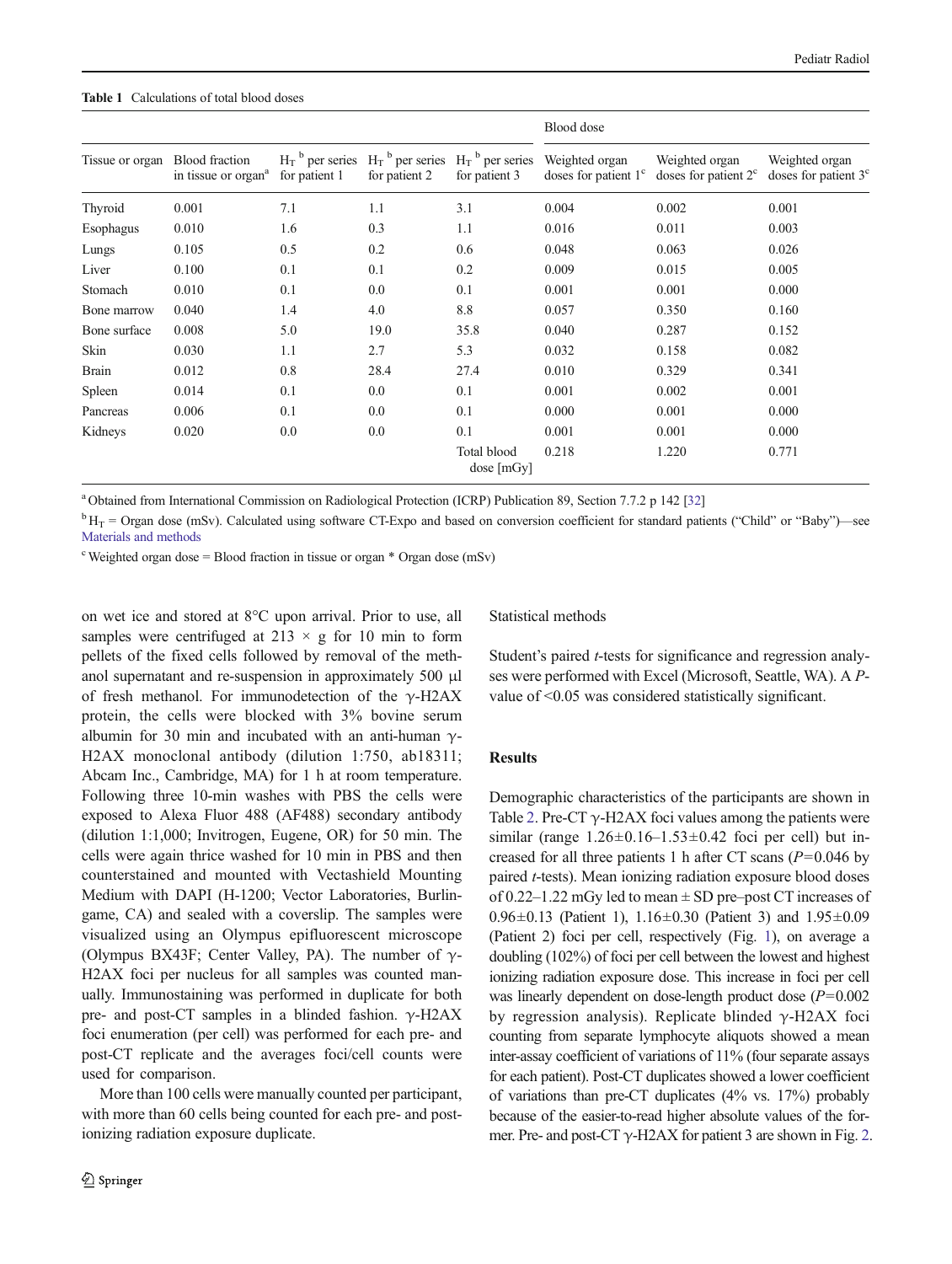**Table 1** Calculations of total blood doses

| Tissue or organ | Blood fraction in tissue or organ[a] | $H_T$ [b] per series for patient 1 | $H_T$ [b] per series for patient 2 | $H_T$ [b] per series for patient 3 | Blood dose | | |
|---|---|---|---|---|---|---|---|
| | | | | | Weighted organ doses for patient 1[c] | Weighted organ doses for patient 2[c] | Weighted organ doses for patient 3[c] |
| Thyroid | 0.001 | 7.1 | 1.1 | 3.1 | 0.004 | 0.002 | 0.001 |
| Esophagus | 0.010 | 1.6 | 0.3 | 1.1 | 0.016 | 0.011 | 0.003 |
| Lungs | 0.105 | 0.5 | 0.2 | 0.6 | 0.048 | 0.063 | 0.026 |
| Liver | 0.100 | 0.1 | 0.1 | 0.2 | 0.009 | 0.015 | 0.005 |
| Stomach | 0.010 | 0.1 | 0.0 | 0.1 | 0.001 | 0.001 | 0.000 |
| Bone marrow | 0.040 | 1.4 | 4.0 | 8.8 | 0.057 | 0.350 | 0.160 |
| Bone surface | 0.008 | 5.0 | 19.0 | 35.8 | 0.040 | 0.287 | 0.152 |
| Skin | 0.030 | 1.1 | 2.7 | 5.3 | 0.032 | 0.158 | 0.082 |
| Brain | 0.012 | 0.8 | 28.4 | 27.4 | 0.010 | 0.329 | 0.341 |
| Spleen | 0.014 | 0.1 | 0.0 | 0.1 | 0.001 | 0.002 | 0.001 |
| Pancreas | 0.006 | 0.1 | 0.0 | 0.1 | 0.000 | 0.001 | 0.000 |
| Kidneys | 0.020 | 0.0 | 0.0 | 0.1 | 0.001 | 0.001 | 0.000 |
| | | | | Total blood dose [mGy] | 0.218 | 1.220 | 0.771 |

[a] Obtained from International Commission on Radiological Protection (ICRP) Publication 89, Section 7.7.2 p 142 [32]

[b] $H_T$ = Organ dose (mSv). Calculated using software CT-Expo and based on conversion coefficient for standard patients ("Child" or "Baby")—see Materials and methods

[c] Weighted organ dose = Blood fraction in tissue or organ * Organ dose (mSv)

on wet ice and stored at 8°C upon arrival. Prior to use, all samples were centrifuged at 213 × g for 10 min to form pellets of the fixed cells followed by removal of the methanol supernatant and re-suspension in approximately 500 µl of fresh methanol. For immunodetection of the γ-H2AX protein, the cells were blocked with 3% bovine serum albumin for 30 min and incubated with an anti-human γ-H2AX monoclonal antibody (dilution 1:750, ab18311; Abcam Inc., Cambridge, MA) for 1 h at room temperature. Following three 10-min washes with PBS the cells were exposed to Alexa Fluor 488 (AF488) secondary antibody (dilution 1:1,000; Invitrogen, Eugene, OR) for 50 min. The cells were again thrice washed for 10 min in PBS and then counterstained and mounted with Vectashield Mounting Medium with DAPI (H-1200; Vector Laboratories, Burlingame, CA) and sealed with a coverslip. The samples were visualized using an Olympus epifluorescent microscope (Olympus BX43F; Center Valley, PA). The number of γ-H2AX foci per nucleus for all samples was counted manually. Immunostaining was performed in duplicate for both pre- and post-CT samples in a blinded fashion. γ-H2AX foci enumeration (per cell) was performed for each pre- and post-CT replicate and the averages foci/cell counts were used for comparison.

More than 100 cells were manually counted per participant, with more than 60 cells being counted for each pre- and post-ionizing radiation exposure duplicate.

### Statistical methods

Student's paired *t*-tests for significance and regression analyses were performed with Excel (Microsoft, Seattle, WA). A *P*-value of <0.05 was considered statistically significant.

## Results

Demographic characteristics of the participants are shown in Table 2. Pre-CT γ-H2AX foci values among the patients were similar (range 1.26±0.16–1.53±0.42 foci per cell) but increased for all three patients 1 h after CT scans ($P$=0.046 by paired *t*-tests). Mean ionizing radiation exposure blood doses of 0.22–1.22 mGy led to mean ± SD pre–post CT increases of 0.96±0.13 (Patient 1), 1.16±0.30 (Patient 3) and 1.95±0.09 (Patient 2) foci per cell, respectively (Fig. 1), on average a doubling (102%) of foci per cell between the lowest and highest ionizing radiation exposure dose. This increase in foci per cell was linearly dependent on dose-length product dose ($P$=0.002 by regression analysis). Replicate blinded γ-H2AX foci counting from separate lymphocyte aliquots showed a mean inter-assay coefficient of variations of 11% (four separate assays for each patient). Post-CT duplicates showed a lower coefficient of variations than pre-CT duplicates (4% vs. 17%) probably because of the easier-to-read higher absolute values of the former. Pre- and post-CT γ-H2AX for patient 3 are shown in Fig. 2.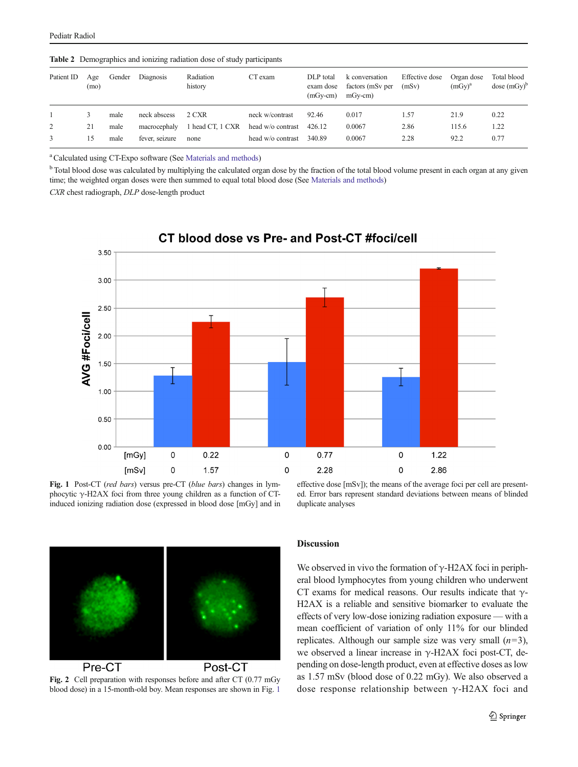**Table 2** Demographics and ionizing radiation dose of study participants

| Patient ID | Age (mo) | Gender | Diagnosis | Radiation history | CT exam | DLP total exam dose (mGy-cm) | k conversation factors (mSv per mGy-cm) | Effective dose (mSv) | Organ dose (mGy)[a] | Total blood dose (mGy)[b] |
|---|---|---|---|---|---|---|---|---|---|---|
| 1 | 3 | male | neck abscess | 2 CXR | neck w/contrast | 92.46 | 0.017 | 1.57 | 21.9 | 0.22 |
| 2 | 21 | male | macrocephaly | 1 head CT, 1 CXR | head w/o contrast | 426.12 | 0.0067 | 2.86 | 115.6 | 1.22 |
| 3 | 15 | male | fever, seizure | none | head w/o contrast | 340.89 | 0.0067 | 2.28 | 92.2 | 0.77 |

[a] Calculated using CT-Expo software (See Materials and methods)

[b] Total blood dose was calculated by multiplying the calculated organ dose by the fraction of the total blood volume present in each organ at any given time; the weighted organ doses were then summed to equal total blood dose (See Materials and methods)

*CXR* chest radiograph, *DLP* dose-length product

**Fig. 1** Post-CT (*red bars*) versus pre-CT (*blue bars*) changes in lymphocytic γ-H2AX foci from three young children as a function of CT-induced ionizing radiation dose (expressed in blood dose [mGy] and in effective dose [mSv]); the means of the average foci per cell are presented. Error bars represent standard deviations between means of blinded duplicate analyses

**Fig. 2** Cell preparation with responses before and after CT (0.77 mGy blood dose) in a 15-month-old boy. Mean responses are shown in Fig. 1

## Discussion

We observed in vivo the formation of γ-H2AX foci in peripheral blood lymphocytes from young children who underwent CT exams for medical reasons. Our results indicate that γ-H2AX is a reliable and sensitive biomarker to evaluate the effects of very low-dose ionizing radiation exposure — with a mean coefficient of variation of only 11% for our blinded replicates. Although our sample size was very small ($n=3$), we observed a linear increase in γ-H2AX foci post-CT, depending on dose-length product, even at effective doses as low as 1.57 mSv (blood dose of 0.22 mGy). We also observed a dose response relationship between γ-H2AX foci and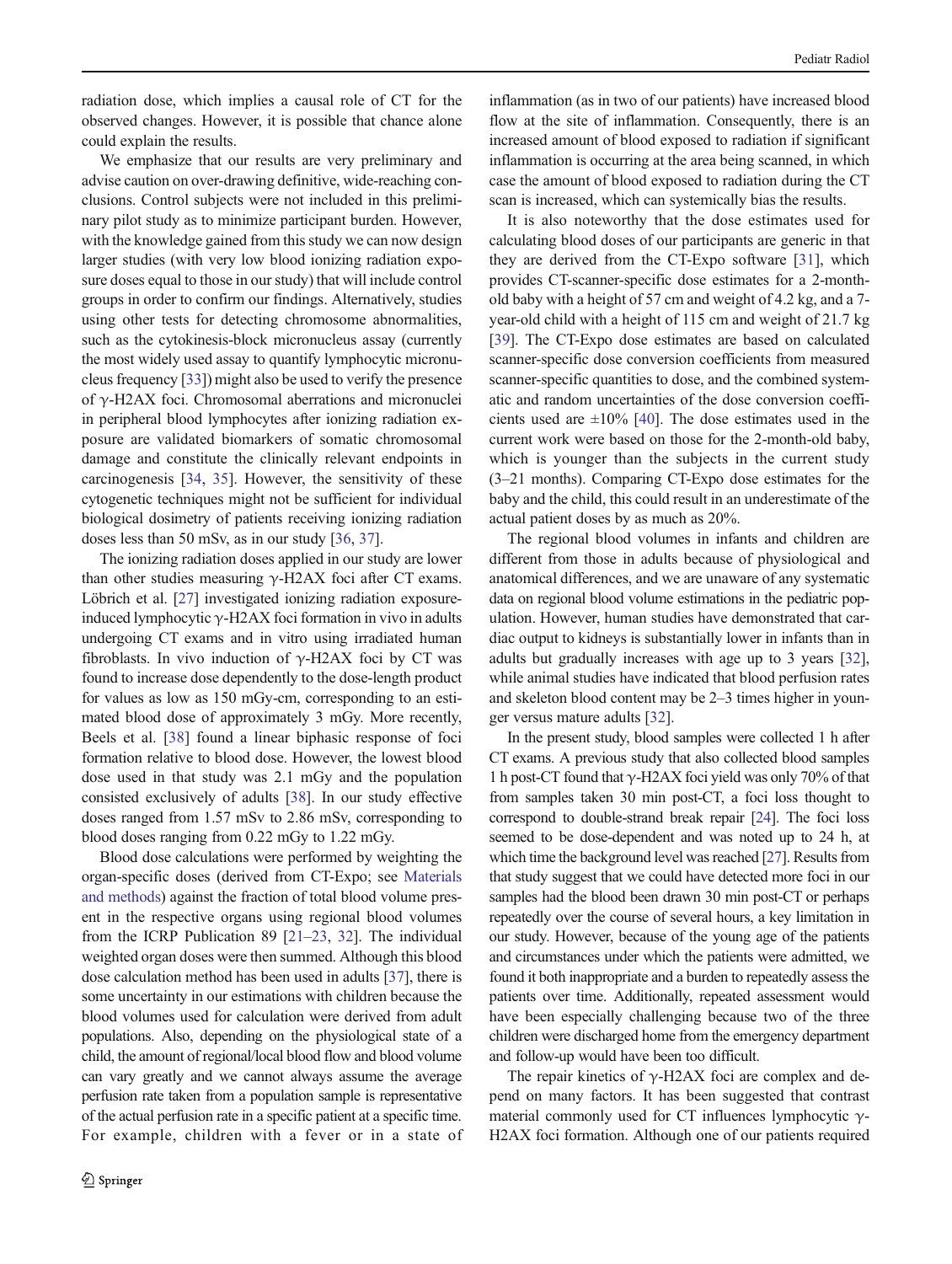radiation dose, which implies a causal role of CT for the observed changes. However, it is possible that chance alone could explain the results.

We emphasize that our results are very preliminary and advise caution on over-drawing definitive, wide-reaching conclusions. Control subjects were not included in this preliminary pilot study as to minimize participant burden. However, with the knowledge gained from this study we can now design larger studies (with very low blood ionizing radiation exposure doses equal to those in our study) that will include control groups in order to confirm our findings. Alternatively, studies using other tests for detecting chromosome abnormalities, such as the cytokinesis-block micronucleus assay (currently the most widely used assay to quantify lymphocytic micronucleus frequency [33]) might also be used to verify the presence of γ-H2AX foci. Chromosomal aberrations and micronuclei in peripheral blood lymphocytes after ionizing radiation exposure are validated biomarkers of somatic chromosomal damage and constitute the clinically relevant endpoints in carcinogenesis [34, 35]. However, the sensitivity of these cytogenetic techniques might not be sufficient for individual biological dosimetry of patients receiving ionizing radiation doses less than 50 mSv, as in our study [36, 37].

The ionizing radiation doses applied in our study are lower than other studies measuring γ-H2AX foci after CT exams. Löbrich et al. [27] investigated ionizing radiation exposure-induced lymphocytic γ-H2AX foci formation in vivo in adults undergoing CT exams and in vitro using irradiated human fibroblasts. In vivo induction of γ-H2AX foci by CT was found to increase dose dependently to the dose-length product for values as low as 150 mGy-cm, corresponding to an estimated blood dose of approximately 3 mGy. More recently, Beels et al. [38] found a linear biphasic response of foci formation relative to blood dose. However, the lowest blood dose used in that study was 2.1 mGy and the population consisted exclusively of adults [38]. In our study effective doses ranged from 1.57 mSv to 2.86 mSv, corresponding to blood doses ranging from 0.22 mGy to 1.22 mGy.

Blood dose calculations were performed by weighting the organ-specific doses (derived from CT-Expo; see Materials and methods) against the fraction of total blood volume present in the respective organs using regional blood volumes from the ICRP Publication 89 [21–23, 32]. The individual weighted organ doses were then summed. Although this blood dose calculation method has been used in adults [37], there is some uncertainty in our estimations with children because the blood volumes used for calculation were derived from adult populations. Also, depending on the physiological state of a child, the amount of regional/local blood flow and blood volume can vary greatly and we cannot always assume the average perfusion rate taken from a population sample is representative of the actual perfusion rate in a specific patient at a specific time. For example, children with a fever or in a state of inflammation (as in two of our patients) have increased blood flow at the site of inflammation. Consequently, there is an increased amount of blood exposed to radiation if significant inflammation is occurring at the area being scanned, in which case the amount of blood exposed to radiation during the CT scan is increased, which can systemically bias the results.

It is also noteworthy that the dose estimates used for calculating blood doses of our participants are generic in that they are derived from the CT-Expo software [31], which provides CT-scanner-specific dose estimates for a 2-month-old baby with a height of 57 cm and weight of 4.2 kg, and a 7-year-old child with a height of 115 cm and weight of 21.7 kg [39]. The CT-Expo dose estimates are based on calculated scanner-specific dose conversion coefficients from measured scanner-specific quantities to dose, and the combined systematic and random uncertainties of the dose conversion coefficients used are ±10% [40]. The dose estimates used in the current work were based on those for the 2-month-old baby, which is younger than the subjects in the current study (3–21 months). Comparing CT-Expo dose estimates for the baby and the child, this could result in an underestimate of the actual patient doses by as much as 20%.

The regional blood volumes in infants and children are different from those in adults because of physiological and anatomical differences, and we are unaware of any systematic data on regional blood volume estimations in the pediatric population. However, human studies have demonstrated that cardiac output to kidneys is substantially lower in infants than in adults but gradually increases with age up to 3 years [32], while animal studies have indicated that blood perfusion rates and skeleton blood content may be 2–3 times higher in younger versus mature adults [32].

In the present study, blood samples were collected 1 h after CT exams. A previous study that also collected blood samples 1 h post-CT found that γ-H2AX foci yield was only 70% of that from samples taken 30 min post-CT, a foci loss thought to correspond to double-strand break repair [24]. The foci loss seemed to be dose-dependent and was noted up to 24 h, at which time the background level was reached [27]. Results from that study suggest that we could have detected more foci in our samples had the blood been drawn 30 min post-CT or perhaps repeatedly over the course of several hours, a key limitation in our study. However, because of the young age of the patients and circumstances under which the patients were admitted, we found it both inappropriate and a burden to repeatedly assess the patients over time. Additionally, repeated assessment would have been especially challenging because two of the three children were discharged home from the emergency department and follow-up would have been too difficult.

The repair kinetics of γ-H2AX foci are complex and depend on many factors. It has been suggested that contrast material commonly used for CT influences lymphocytic γ-H2AX foci formation. Although one of our patients required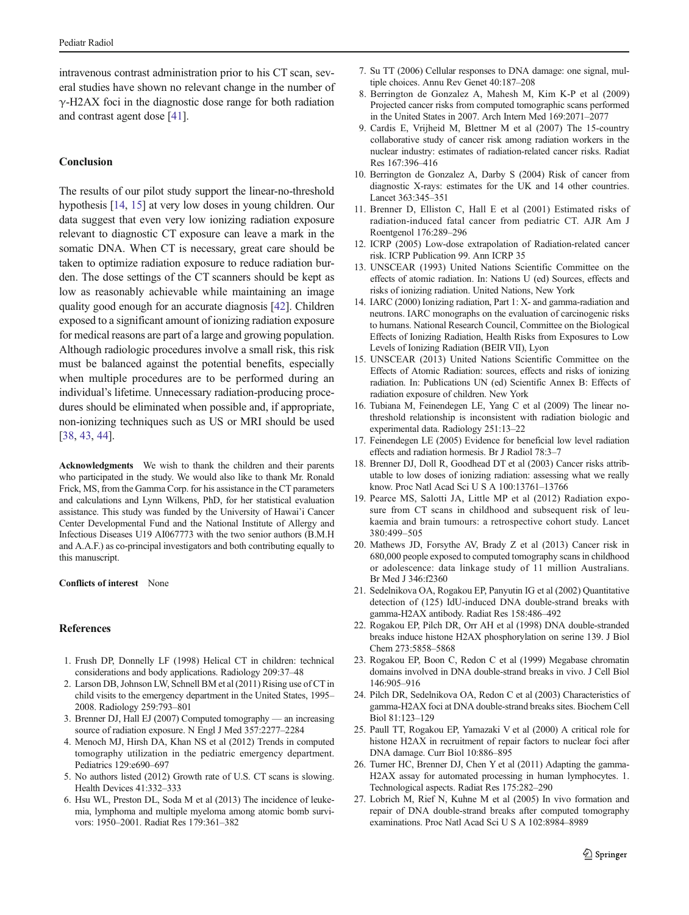intravenous contrast administration prior to his CT scan, several studies have shown no relevant change in the number of γ-H2AX foci in the diagnostic dose range for both radiation and contrast agent dose [41].

## Conclusion

The results of our pilot study support the linear-no-threshold hypothesis [14, 15] at very low doses in young children. Our data suggest that even very low ionizing radiation exposure relevant to diagnostic CT exposure can leave a mark in the somatic DNA. When CT is necessary, great care should be taken to optimize radiation exposure to reduce radiation burden. The dose settings of the CT scanners should be kept as low as reasonably achievable while maintaining an image quality good enough for an accurate diagnosis [42]. Children exposed to a significant amount of ionizing radiation exposure for medical reasons are part of a large and growing population. Although radiologic procedures involve a small risk, this risk must be balanced against the potential benefits, especially when multiple procedures are to be performed during an individual's lifetime. Unnecessary radiation-producing procedures should be eliminated when possible and, if appropriate, non-ionizing techniques such as US or MRI should be used [38, 43, 44].

**Acknowledgments** We wish to thank the children and their parents who participated in the study. We would also like to thank Mr. Ronald Frick, MS, from the Gamma Corp. for his assistance in the CT parameters and calculations and Lynn Wilkens, PhD, for her statistical evaluation assistance. This study was funded by the University of Hawai'i Cancer Center Developmental Fund and the National Institute of Allergy and Infectious Diseases U19 AI067773 with the two senior authors (B.M.H and A.A.F.) as co-principal investigators and both contributing equally to this manuscript.

**Conflicts of interest** None

## References

1. Frush DP, Donnelly LF (1998) Helical CT in children: technical considerations and body applications. Radiology 209:37–48
2. Larson DB, Johnson LW, Schnell BM et al (2011) Rising use of CT in child visits to the emergency department in the United States, 1995–2008. Radiology 259:793–801
3. Brenner DJ, Hall EJ (2007) Computed tomography — an increasing source of radiation exposure. N Engl J Med 357:2277–2284
4. Menoch MJ, Hirsh DA, Khan NS et al (2012) Trends in computed tomography utilization in the pediatric emergency department. Pediatrics 129:e690–697
5. No authors listed (2012) Growth rate of U.S. CT scans is slowing. Health Devices 41:332–333
6. Hsu WL, Preston DL, Soda M et al (2013) The incidence of leukemia, lymphoma and multiple myeloma among atomic bomb survivors: 1950–2001. Radiat Res 179:361–382
7. Su TT (2006) Cellular responses to DNA damage: one signal, multiple choices. Annu Rev Genet 40:187–208
8. Berrington de Gonzalez A, Mahesh M, Kim K-P et al (2009) Projected cancer risks from computed tomographic scans performed in the United States in 2007. Arch Intern Med 169:2071–2077
9. Cardis E, Vrijheid M, Blettner M et al (2007) The 15-country collaborative study of cancer risk among radiation workers in the nuclear industry: estimates of radiation-related cancer risks. Radiat Res 167:396–416
10. Berrington de Gonzalez A, Darby S (2004) Risk of cancer from diagnostic X-rays: estimates for the UK and 14 other countries. Lancet 363:345–351
11. Brenner D, Elliston C, Hall E et al (2001) Estimated risks of radiation-induced fatal cancer from pediatric CT. AJR Am J Roentgenol 176:289–296
12. ICRP (2005) Low-dose extrapolation of Radiation-related cancer risk. ICRP Publication 99. Ann ICRP 35
13. UNSCEAR (1993) United Nations Scientific Committee on the effects of atomic radiation. In: Nations U (ed) Sources, effects and risks of ionizing radiation. United Nations, New York
14. IARC (2000) Ionizing radiation, Part 1: X- and gamma-radiation and neutrons. IARC monographs on the evaluation of carcinogenic risks to humans. National Research Council, Committee on the Biological Effects of Ionizing Radiation, Health Risks from Exposures to Low Levels of Ionizing Radiation (BEIR VII), Lyon
15. UNSCEAR (2013) United Nations Scientific Committee on the Effects of Atomic Radiation: sources, effects and risks of ionizing radiation. In: Publications UN (ed) Scientific Annex B: Effects of radiation exposure of children. New York
16. Tubiana M, Feinendegen LE, Yang C et al (2009) The linear no-threshold relationship is inconsistent with radiation biologic and experimental data. Radiology 251:13–22
17. Feinendegen LE (2005) Evidence for beneficial low level radiation effects and radiation hormesis. Br J Radiol 78:3–7
18. Brenner DJ, Doll R, Goodhead DT et al (2003) Cancer risks attributable to low doses of ionizing radiation: assessing what we really know. Proc Natl Acad Sci U S A 100:13761–13766
19. Pearce MS, Salotti JA, Little MP et al (2012) Radiation exposure from CT scans in childhood and subsequent risk of leukaemia and brain tumours: a retrospective cohort study. Lancet 380:499–505
20. Mathews JD, Forsythe AV, Brady Z et al (2013) Cancer risk in 680,000 people exposed to computed tomography scans in childhood or adolescence: data linkage study of 11 million Australians. Br Med J 346:f2360
21. Sedelnikova OA, Rogakou EP, Panyutin IG et al (2002) Quantitative detection of (125) IdU-induced DNA double-strand breaks with gamma-H2AX antibody. Radiat Res 158:486–492
22. Rogakou EP, Pilch DR, Orr AH et al (1998) DNA double-stranded breaks induce histone H2AX phosphorylation on serine 139. J Biol Chem 273:5858–5868
23. Rogakou EP, Boon C, Redon C et al (1999) Megabase chromatin domains involved in DNA double-strand breaks in vivo. J Cell Biol 146:905–916
24. Pilch DR, Sedelnikova OA, Redon C et al (2003) Characteristics of gamma-H2AX foci at DNA double-strand breaks sites. Biochem Cell Biol 81:123–129
25. Paull TT, Rogakou EP, Yamazaki V et al (2000) A critical role for histone H2AX in recruitment of repair factors to nuclear foci after DNA damage. Curr Biol 10:886–895
26. Turner HC, Brenner DJ, Chen Y et al (2011) Adapting the gamma-H2AX assay for automated processing in human lymphocytes. 1. Technological aspects. Radiat Res 175:282–290
27. Lobrich M, Rief N, Kuhne M et al (2005) In vivo formation and repair of DNA double-strand breaks after computed tomography examinations. Proc Natl Acad Sci U S A 102:8984–8989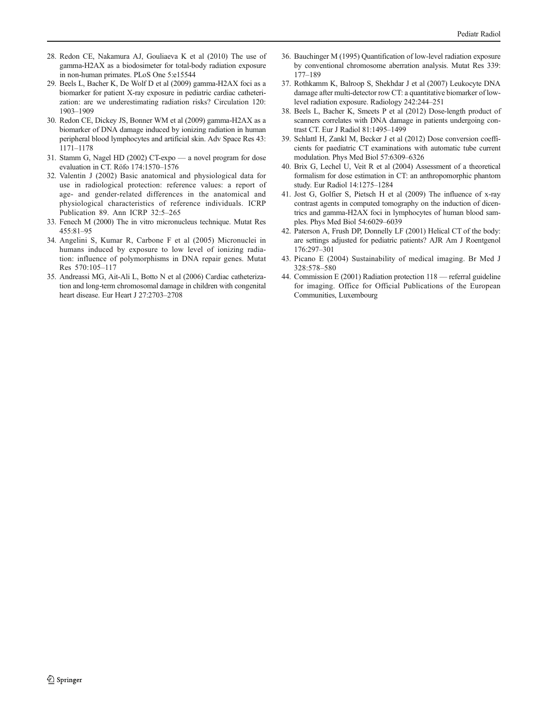28. Redon CE, Nakamura AJ, Gouliaeva K et al (2010) The use of gamma-H2AX as a biodosimeter for total-body radiation exposure in non-human primates. PLoS One 5:e15544
29. Beels L, Bacher K, De Wolf D et al (2009) gamma-H2AX foci as a biomarker for patient X-ray exposure in pediatric cardiac catheterization: are we underestimating radiation risks? Circulation 120: 1903–1909
30. Redon CE, Dickey JS, Bonner WM et al (2009) gamma-H2AX as a biomarker of DNA damage induced by ionizing radiation in human peripheral blood lymphocytes and artificial skin. Adv Space Res 43: 1171–1178
31. Stamm G, Nagel HD (2002) CT-expo — a novel program for dose evaluation in CT. Röfo 174:1570–1576
32. Valentin J (2002) Basic anatomical and physiological data for use in radiological protection: reference values: a report of age- and gender-related differences in the anatomical and physiological characteristics of reference individuals. ICRP Publication 89. Ann ICRP 32:5–265
33. Fenech M (2000) The in vitro micronucleus technique. Mutat Res 455:81–95
34. Angelini S, Kumar R, Carbone F et al (2005) Micronuclei in humans induced by exposure to low level of ionizing radiation: influence of polymorphisms in DNA repair genes. Mutat Res 570:105–117
35. Andreassi MG, Ait-Ali L, Botto N et al (2006) Cardiac catheterization and long-term chromosomal damage in children with congenital heart disease. Eur Heart J 27:2703–2708
36. Bauchinger M (1995) Quantification of low-level radiation exposure by conventional chromosome aberration analysis. Mutat Res 339: 177–189
37. Rothkamm K, Balroop S, Shekhdar J et al (2007) Leukocyte DNA damage after multi-detector row CT: a quantitative biomarker of low-level radiation exposure. Radiology 242:244–251
38. Beels L, Bacher K, Smeets P et al (2012) Dose-length product of scanners correlates with DNA damage in patients undergoing contrast CT. Eur J Radiol 81:1495–1499
39. Schlattl H, Zankl M, Becker J et al (2012) Dose conversion coefficients for paediatric CT examinations with automatic tube current modulation. Phys Med Biol 57:6309–6326
40. Brix G, Lechel U, Veit R et al (2004) Assessment of a theoretical formalism for dose estimation in CT: an anthropomorphic phantom study. Eur Radiol 14:1275–1284
41. Jost G, Golfier S, Pietsch H et al (2009) The influence of x-ray contrast agents in computed tomography on the induction of dicentrics and gamma-H2AX foci in lymphocytes of human blood samples. Phys Med Biol 54:6029–6039
42. Paterson A, Frush DP, Donnelly LF (2001) Helical CT of the body: are settings adjusted for pediatric patients? AJR Am J Roentgenol 176:297–301
43. Picano E (2004) Sustainability of medical imaging. Br Med J 328:578–580
44. Commission E (2001) Radiation protection 118 — referral guideline for imaging. Office for Official Publications of the European Communities, Luxembourg